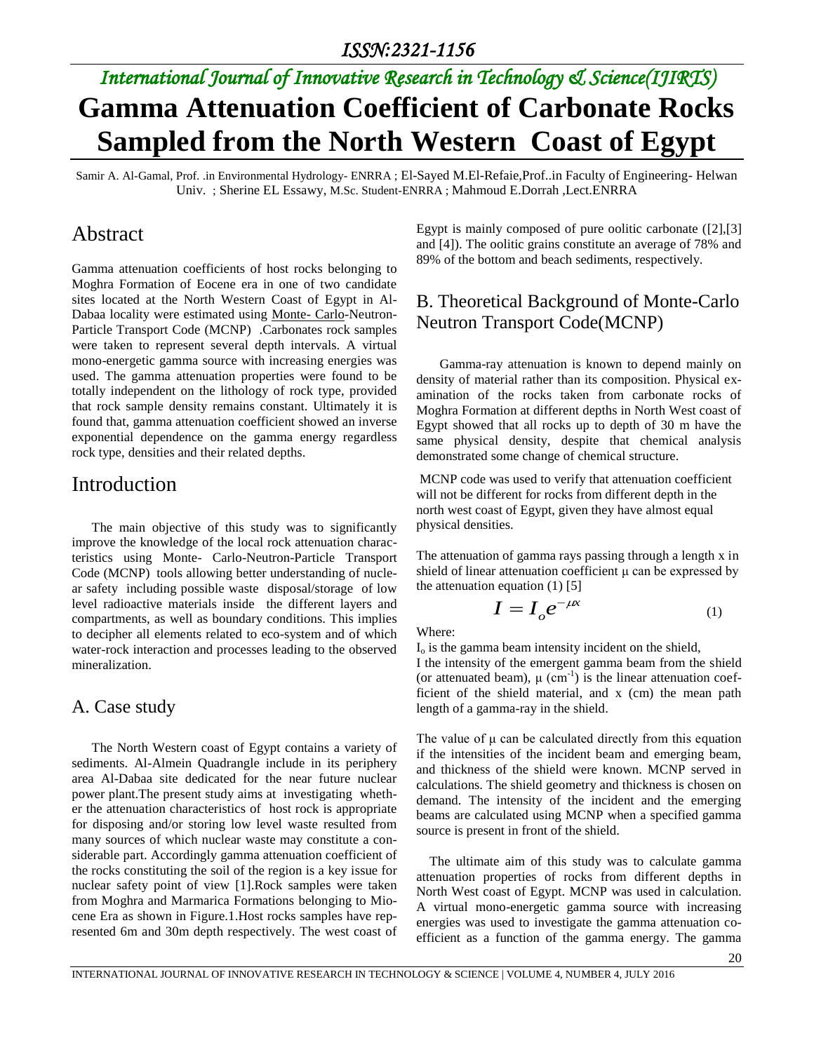# International Journal of Innovative Research in Technology & Science(IJIRTS)

# Gamma Attenuation Coefficient of Carbonate Rocks Sampled from the North Western Coast of Egypt

Samir A. Al-Gamal, Prof. .in Environmental Hydrology- ENRRA ; El-Sayed M.El-Refaie,Prof..in Faculty of Engineering- Helwan Univ. ; Sherine EL Essawy, M.Sc. Student-ENRRA ; Mahmoud E.Dorrah ,Lect.ENRRA

## Abstract

Gamma attenuation coefficients of host rocks belonging to Moghra Formation of Eocene era in one of two candidate sites located at the North Western Coast of Egypt in Al-Dabaa locality were estimated using Monte- Carlo-Neutron-Particle Transport Code (MCNP) .Carbonates rock samples were taken to represent several depth intervals. A virtual mono-energetic gamma source with increasing energies was used. The gamma attenuation properties were found to be totally independent on the lithology of rock type, provided that rock sample density remains constant. Ultimately it is found that, gamma attenuation coefficient showed an inverse exponential dependence on the gamma energy regardless rock type, densities and their related depths.

## Introduction

The main objective of this study was to significantly improve the knowledge of the local rock attenuation characteristics using Monte- Carlo-Neutron-Particle Transport Code (MCNP) tools allowing better understanding of nuclear safety including possible waste disposal/storage of low level radioactive materials inside the different layers and compartments, as well as boundary conditions. This implies to decipher all elements related to eco-system and of which water-rock interaction and processes leading to the observed mineralization.

### A. Case study

The North Western coast of Egypt contains a variety of sediments. Al-Almein Quadrangle include in its periphery area Al-Dabaa site dedicated for the near future nuclear power plant.The present study aims at investigating whether the attenuation characteristics of host rock is appropriate for disposing and/or storing low level waste resulted from many sources of which nuclear waste may constitute a considerable part. Accordingly gamma attenuation coefficient of the rocks constituting the soil of the region is a key issue for nuclear safety point of view [1].Rock samples were taken from Moghra and Marmarica Formations belonging to Miocene Era as shown in Figure.1.Host rocks samples have represented 6m and 30m depth respectively. The west coast of Egypt is mainly composed of pure oolitic carbonate ([2],[3] and [4]). The oolitic grains constitute an average of 78% and 89% of the bottom and beach sediments, respectively.

### B. Theoretical Background of Monte-Carlo Neutron Transport Code(MCNP)

Gamma-ray attenuation is known to depend mainly on density of material rather than its composition. Physical examination of the rocks taken from carbonate rocks of Moghra Formation at different depths in North West coast of Egypt showed that all rocks up to depth of 30 m have the same physical density, despite that chemical analysis demonstrated some change of chemical structure.

MCNP code was used to verify that attenuation coefficient will not be different for rocks from different depth in the north west coast of Egypt, given they have almost equal physical densities.

The attenuation of gamma rays passing through a length x in shield of linear attenuation coefficient μ can be expressed by the attenuation equation (1) [5]

$$I = I_o e^{-\mu x} \qquad (1)$$

Where:

$I_o$ is the gamma beam intensity incident on the shield,

I the intensity of the emergent gamma beam from the shield (or attenuated beam), μ ($cm^{-1}$) is the linear attenuation coefficient of the shield material, and x (cm) the mean path length of a gamma-ray in the shield.

The value of μ can be calculated directly from this equation if the intensities of the incident beam and emerging beam, and thickness of the shield were known. MCNP served in calculations. The shield geometry and thickness is chosen on demand. The intensity of the incident and the emerging beams are calculated using MCNP when a specified gamma source is present in front of the shield.

The ultimate aim of this study was to calculate gamma attenuation properties of rocks from different depths in North West coast of Egypt. MCNP was used in calculation. A virtual mono-energetic gamma source with increasing energies was used to investigate the gamma attenuation coefficient as a function of the gamma energy. The gamma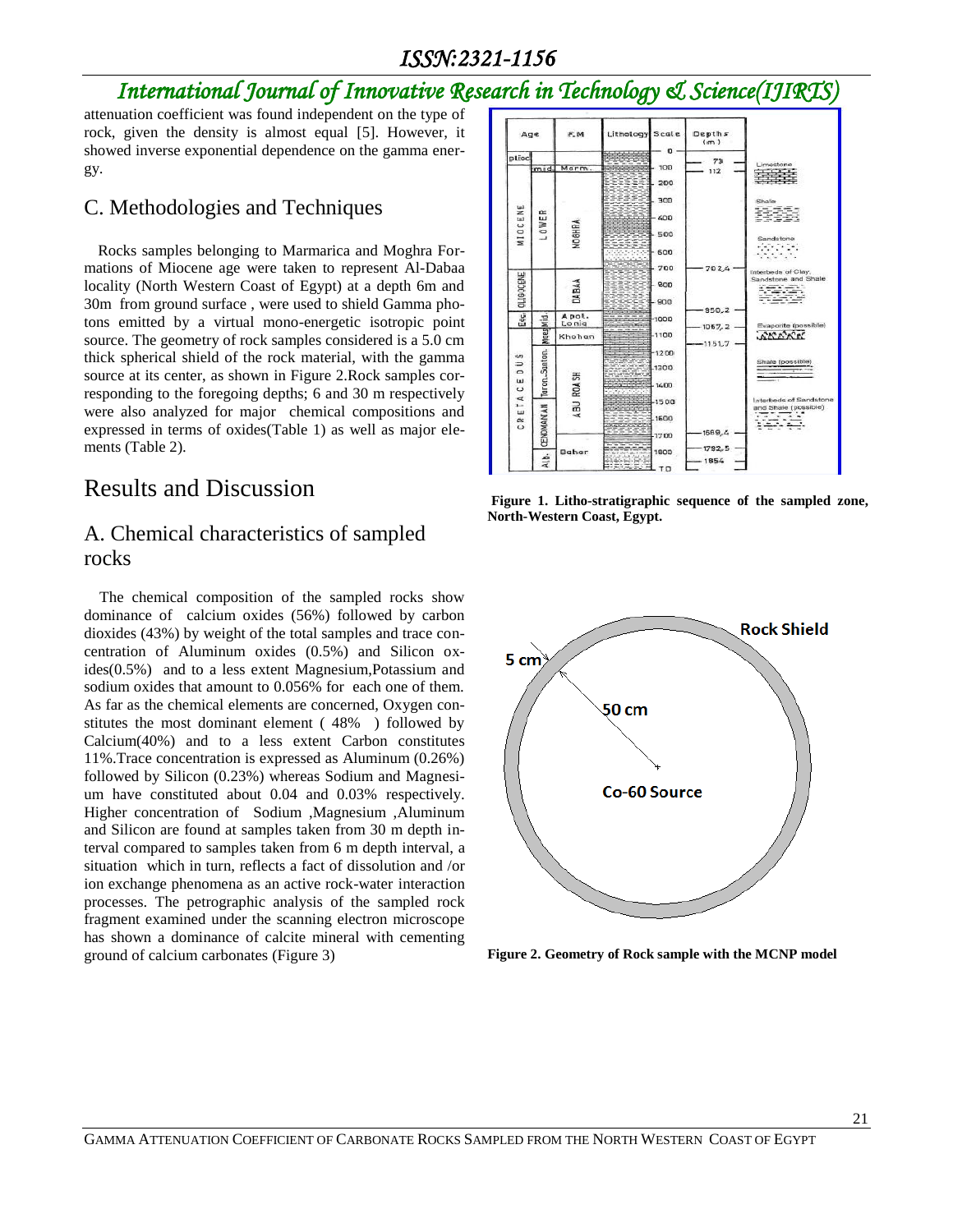attenuation coefficient was found independent on the type of rock, given the density is almost equal [5]. However, it showed inverse exponential dependence on the gamma energy.

## C. Methodologies and Techniques

Rocks samples belonging to Marmarica and Moghra Formations of Miocene age were taken to represent Al-Dabaa locality (North Western Coast of Egypt) at a depth 6m and 30m from ground surface , were used to shield Gamma photons emitted by a virtual mono-energetic isotropic point source. The geometry of rock samples considered is a 5.0 cm thick spherical shield of the rock material, with the gamma source at its center, as shown in Figure 2.Rock samples corresponding to the foregoing depths; 6 and 30 m respectively were also analyzed for major chemical compositions and expressed in terms of oxides(Table 1) as well as major elements (Table 2).

# Results and Discussion

## A. Chemical characteristics of sampled rocks

The chemical composition of the sampled rocks show dominance of calcium oxides (56%) followed by carbon dioxides (43%) by weight of the total samples and trace concentration of Aluminum oxides (0.5%) and Silicon oxides(0.5%) and to a less extent Magnesium,Potassium and sodium oxides that amount to 0.056% for each one of them. As far as the chemical elements are concerned, Oxygen constitutes the most dominant element ( 48% ) followed by Calcium(40%) and to a less extent Carbon constitutes 11%.Trace concentration is expressed as Aluminum (0.26%) followed by Silicon (0.23%) whereas Sodium and Magnesium have constituted about 0.04 and 0.03% respectively. Higher concentration of Sodium ,Magnesium ,Aluminum and Silicon are found at samples taken from 30 m depth interval compared to samples taken from 6 m depth interval, a situation which in turn, reflects a fact of dissolution and /or ion exchange phenomena as an active rock-water interaction processes. The petrographic analysis of the sampled rock fragment examined under the scanning electron microscope has shown a dominance of calcite mineral with cementing ground of calcium carbonates (Figure 3)

**Figure 1. Litho-stratigraphic sequence of the sampled zone, North-Western Coast, Egypt.**

**Figure 2. Geometry of Rock sample with the MCNP model**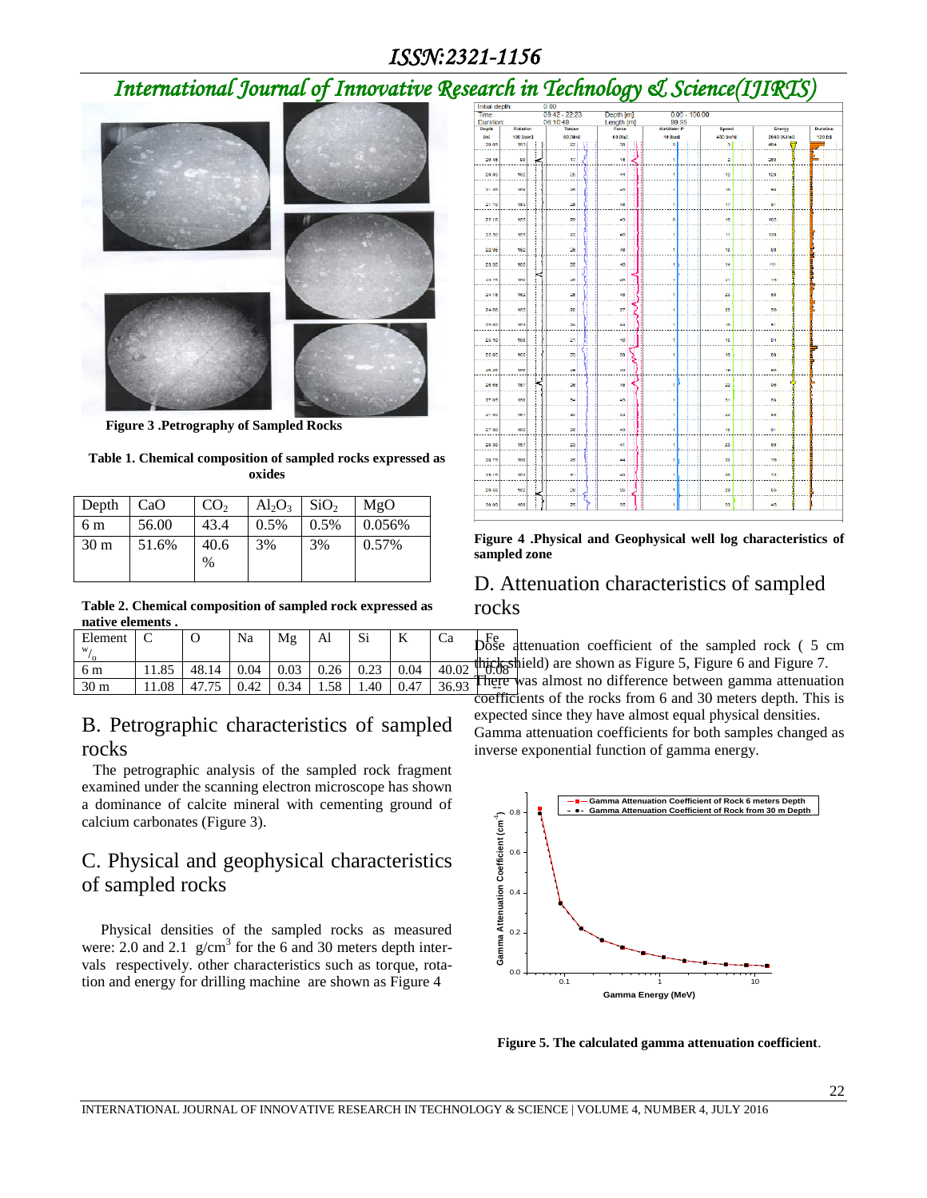Figure 3 .Petrography of Sampled Rocks

**Table 1. Chemical composition of sampled rocks expressed as oxides**

| Depth | CaO | $CO_2$ | $Al_2O_3$ | $SiO_2$ | MgO |
|---|---|---|---|---|---|
| 6 m | 56.00 | 43.4 | 0.5% | 0.5% | 0.056% |
| 30 m | 51.6% | 40.6 % | 3% | 3% | 0.57% |

**Table 2. Chemical composition of sampled rock expressed as native elements .**

| Element $^w/_o$ | C | O | Na | Mg | Al | Si | K | Ca | Fe |
|---|---|---|---|---|---|---|---|---|---|
| 6 m | 11.85 | 48.14 | 0.04 | 0.03 | 0.26 | 0.23 | 0.04 | 40.02 | 0.08 |
| 30 m | 11.08 | 47.75 | 0.42 | 0.34 | 1.58 | 1.40 | 0.47 | 36.93 | |

## B. Petrographic characteristics of sampled rocks

The petrographic analysis of the sampled rock fragment examined under the scanning electron microscope has shown a dominance of calcite mineral with cementing ground of calcium carbonates (Figure 3).

## C. Physical and geophysical characteristics of sampled rocks

Physical densities of the sampled rocks as measured were: 2.0 and 2.1 $g/cm^3$ for the 6 and 30 meters depth intervals respectively. other characteristics such as torque, rotation and energy for drilling machine are shown as Figure 4

**Figure 4 .Physical and Geophysical well log characteristics of sampled zone**

## D. Attenuation characteristics of sampled rocks

Dose attenuation coefficient of the sampled rock ( 5 cm thick shield) are shown as Figure 5, Figure 6 and Figure 7. There was almost no difference between gamma attenuation coefficients of the rocks from 6 and 30 meters depth. This is expected since they have almost equal physical densities. Gamma attenuation coefficients for both samples changed as inverse exponential function of gamma energy.

**Figure 5. The calculated gamma attenuation coefficient**.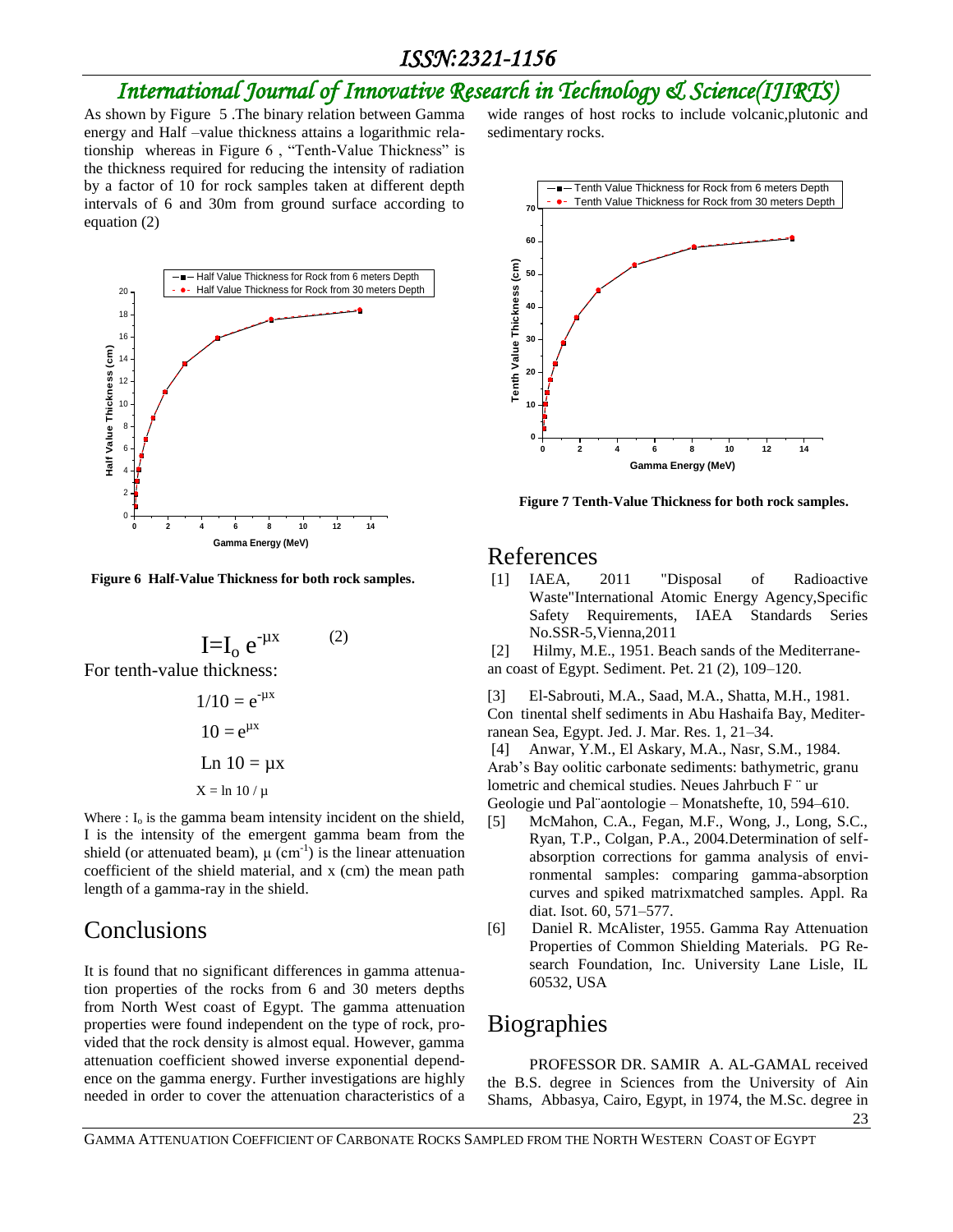As shown by Figure 5 .The binary relation between Gamma energy and Half –value thickness attains a logarithmic relationship whereas in Figure 6 , "Tenth-Value Thickness" is the thickness required for reducing the intensity of radiation by a factor of 10 for rock samples taken at different depth intervals of 6 and 30m from ground surface according to equation (2)

**Figure 6 Half-Value Thickness for both rock samples.**

$$I = I_o e^{-\mu x} \qquad (2)$$

For tenth-value thickness:

$$1/10 = e^{-\mu x}$$

$$10 = e^{\mu x}$$

$$\text{Ln } 10 = \mu x$$

$$X = \ln 10 / \mu$$

Where : $I_o$ is the gamma beam intensity incident on the shield, I is the intensity of the emergent gamma beam from the shield (or attenuated beam), $\mu$ ($cm^{-1}$) is the linear attenuation coefficient of the shield material, and x (cm) the mean path length of a gamma-ray in the shield.

## Conclusions

It is found that no significant differences in gamma attenuation properties of the rocks from 6 and 30 meters depths from North West coast of Egypt. The gamma attenuation properties were found independent on the type of rock, provided that the rock density is almost equal. However, gamma attenuation coefficient showed inverse exponential dependence on the gamma energy. Further investigations are highly needed in order to cover the attenuation characteristics of a wide ranges of host rocks to include volcanic,plutonic and sedimentary rocks.

**Figure 7 Tenth-Value Thickness for both rock samples.**

## References

[1] IAEA, 2011 "Disposal of Radioactive Waste"International Atomic Energy Agency,Specific Safety Requirements, IAEA Standards Series No.SSR-5,Vienna,2011

[2] Hilmy, M.E., 1951. Beach sands of the Mediterranean coast of Egypt. Sediment. Pet. 21 (2), 109–120.

[3] El-Sabrouti, M.A., Saad, M.A., Shatta, M.H., 1981. Con tinental shelf sediments in Abu Hashaifa Bay, Mediterranean Sea, Egypt. Jed. J. Mar. Res. 1, 21–34.

[4] Anwar, Y.M., El Askary, M.A., Nasr, S.M., 1984. Arab's Bay oolitic carbonate sediments: bathymetric, granu lometric and chemical studies. Neues Jahrbuch F ¨ ur Geologie und Pal¨aontologie – Monatshefte, 10, 594–610.

[5] McMahon, C.A., Fegan, M.F., Wong, J., Long, S.C., Ryan, T.P., Colgan, P.A., 2004.Determination of self-absorption corrections for gamma analysis of environmental samples: comparing gamma-absorption curves and spiked matrixmatched samples. Appl. Ra diat. Isot. 60, 571–577.

[6] Daniel R. McAlister, 1955. Gamma Ray Attenuation Properties of Common Shielding Materials. PG Research Foundation, Inc. University Lane Lisle, IL 60532, USA

## Biographies

PROFESSOR DR. SAMIR A. AL-GAMAL received the B.S. degree in Sciences from the University of Ain Shams, Abbasya, Cairo, Egypt, in 1974, the M.Sc. degree in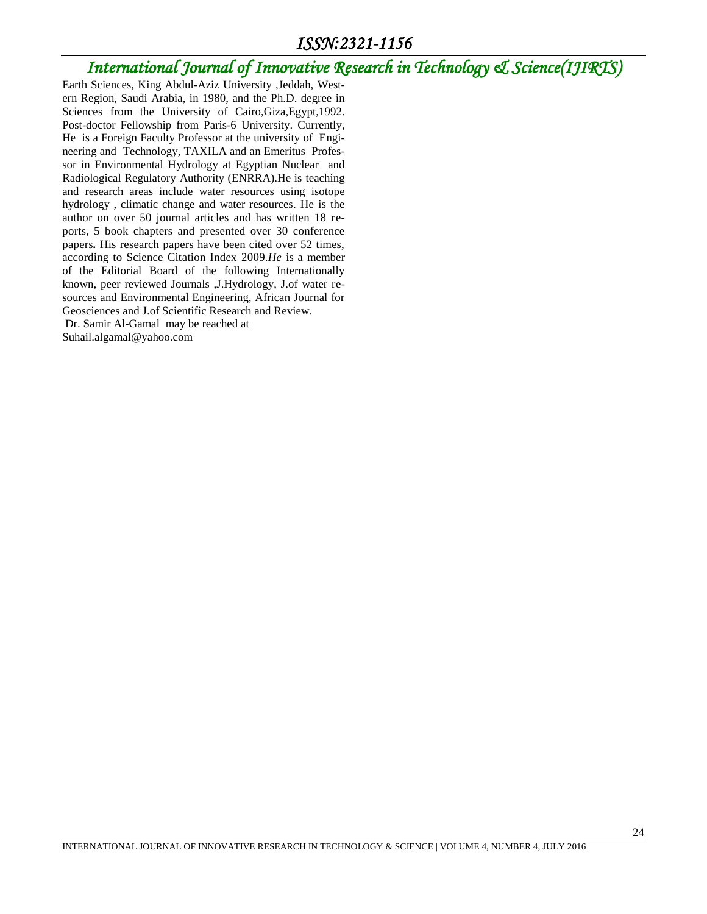Earth Sciences, King Abdul-Aziz University ,Jeddah, Western Region, Saudi Arabia, in 1980, and the Ph.D. degree in Sciences from the University of Cairo,Giza,Egypt,1992. Post-doctor Fellowship from Paris-6 University. Currently, He is a Foreign Faculty Professor at the university of Engineering and Technology, TAXILA and an Emeritus Professor in Environmental Hydrology at Egyptian Nuclear and Radiological Regulatory Authority (ENRRA).He is teaching and research areas include water resources using isotope hydrology , climatic change and water resources. He is the author on over 50 journal articles and has written 18 reports, 5 book chapters and presented over 30 conference papers**.** His research papers have been cited over 52 times, according to Science Citation Index 2009.*He* is a member of the Editorial Board of the following Internationally known, peer reviewed Journals ,J.Hydrology, J.of water resources and Environmental Engineering, African Journal for Geosciences and J.of Scientific Research and Review.

Dr. Samir Al-Gamal may be reached at
Suhail.algamal@yahoo.com